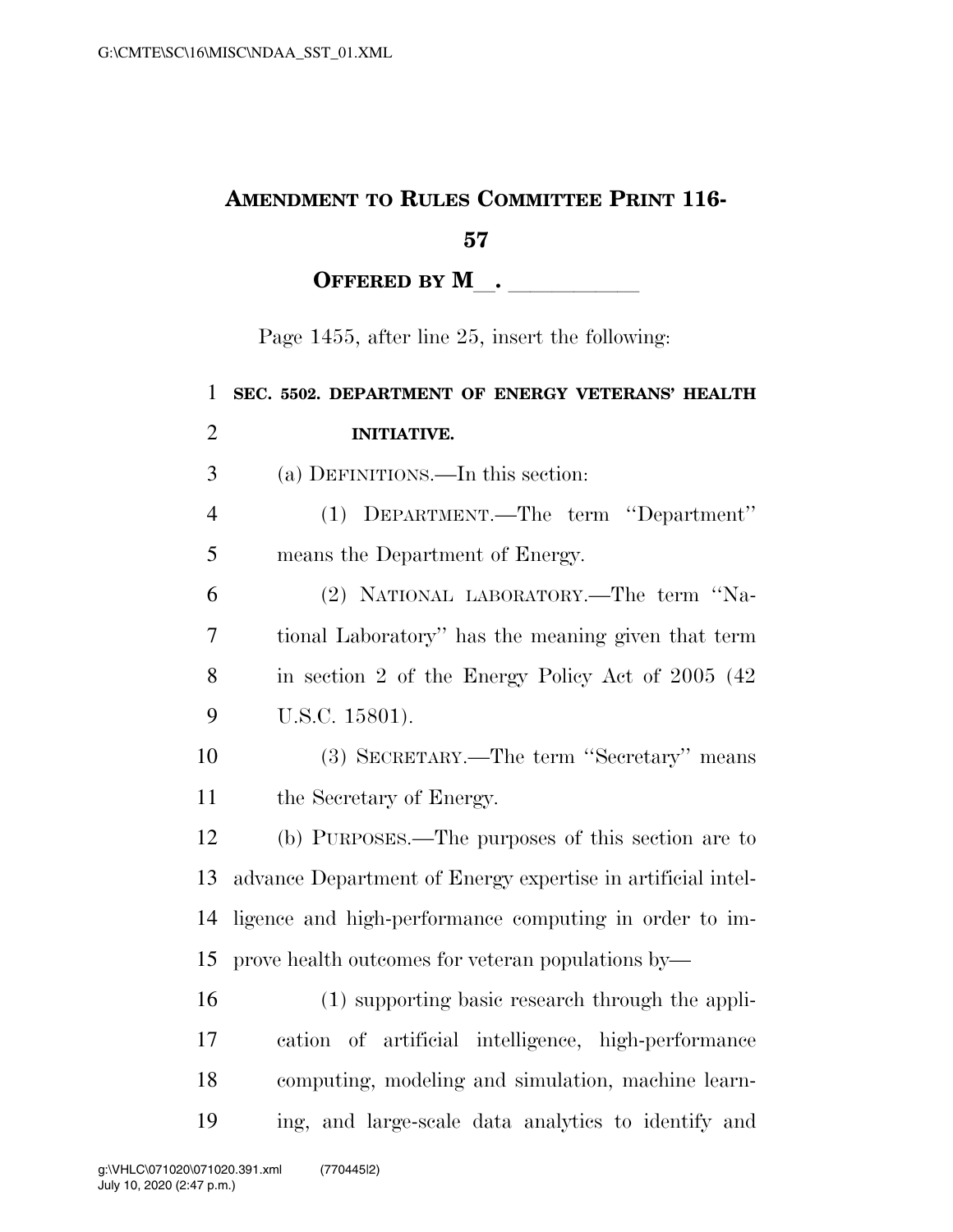# AMENDMENT TO RULES COMMITTEE PRINT 116-57

**OFFERED BY M\_\_. \_\_\_\_\_\_\_\_\_\_\_**

Page 1455, after line 25, insert the following:

1 **SEC. 5502. DEPARTMENT OF ENERGY VETERANS' HEALTH**
2 **INITIATIVE.**

3 (a) DEFINITIONS.—In this section:

4 (1) DEPARTMENT.—The term "Department"
5 means the Department of Energy.

6 (2) NATIONAL LABORATORY.—The term "Na-
7 tional Laboratory" has the meaning given that term
8 in section 2 of the Energy Policy Act of 2005 (42
9 U.S.C. 15801).

10 (3) SECRETARY.—The term "Secretary" means
11 the Secretary of Energy.

12 (b) PURPOSES.—The purposes of this section are to
13 advance Department of Energy expertise in artificial intel-
14 ligence and high-performance computing in order to im-
15 prove health outcomes for veteran populations by—

16 (1) supporting basic research through the appli-
17 cation of artificial intelligence, high-performance
18 computing, modeling and simulation, machine learn-
19 ing, and large-scale data analytics to identify and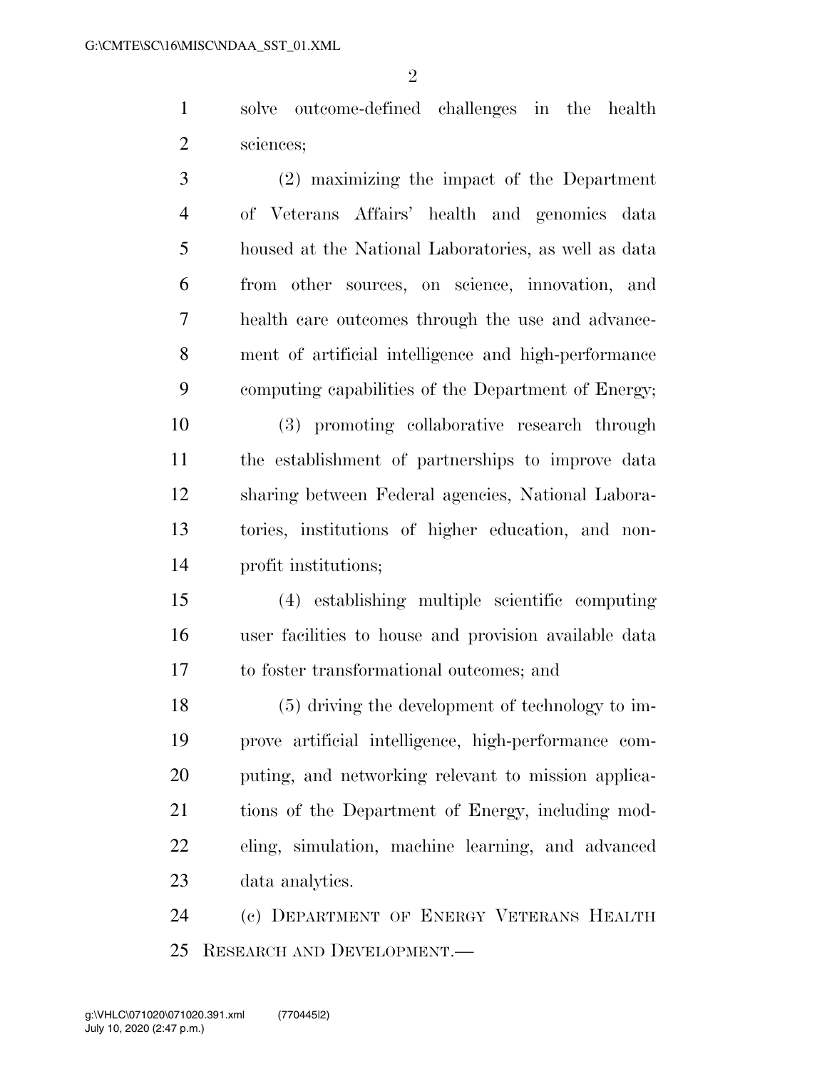solve outcome-defined challenges in the health sciences;

(2) maximizing the impact of the Department of Veterans Affairs' health and genomics data housed at the National Laboratories, as well as data from other sources, on science, innovation, and health care outcomes through the use and advancement of artificial intelligence and high-performance computing capabilities of the Department of Energy;

(3) promoting collaborative research through the establishment of partnerships to improve data sharing between Federal agencies, National Laboratories, institutions of higher education, and nonprofit institutions;

(4) establishing multiple scientific computing user facilities to house and provision available data to foster transformational outcomes; and

(5) driving the development of technology to improve artificial intelligence, high-performance computing, and networking relevant to mission applications of the Department of Energy, including modeling, simulation, machine learning, and advanced data analytics.

(c) DEPARTMENT OF ENERGY VETERANS HEALTH RESEARCH AND DEVELOPMENT.—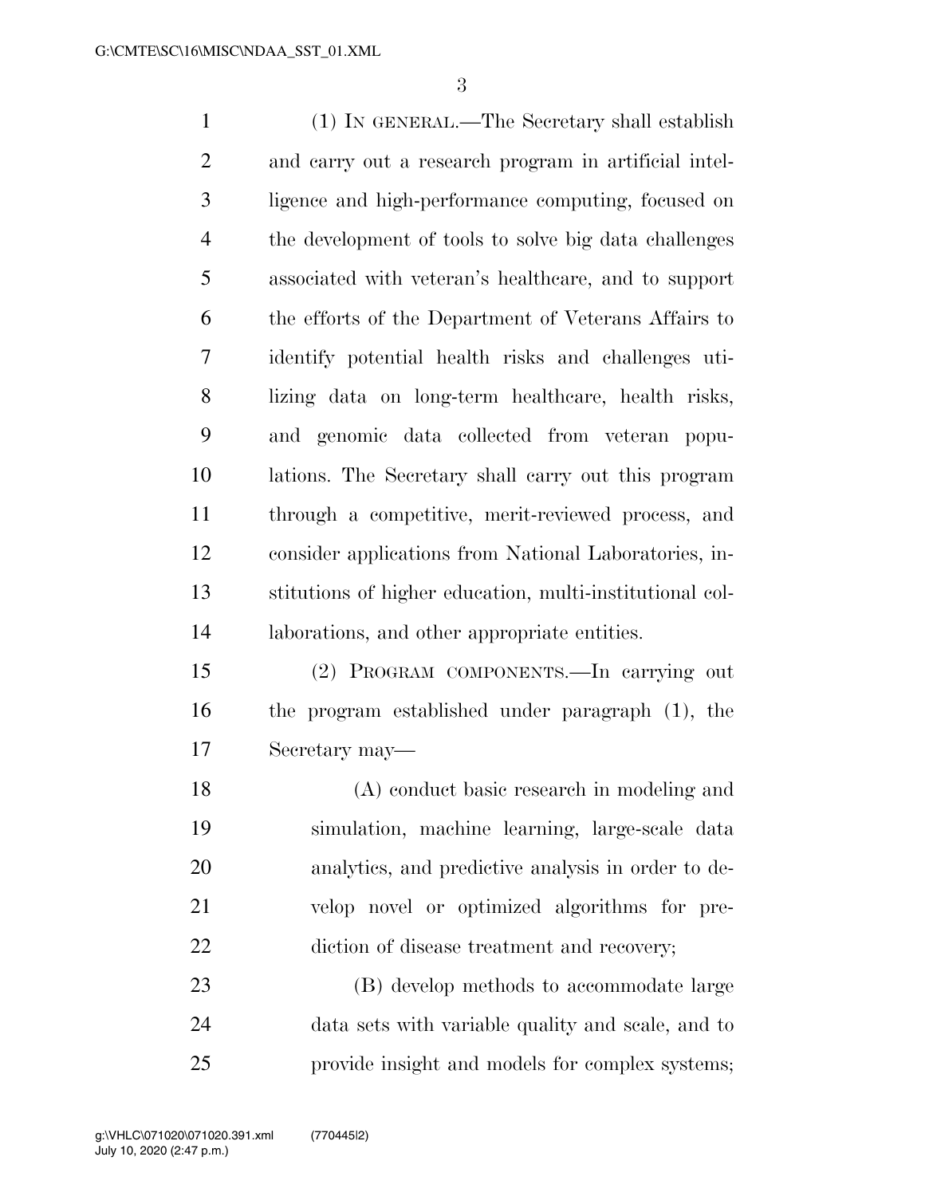(1) IN GENERAL.—The Secretary shall establish and carry out a research program in artificial intelligence and high-performance computing, focused on the development of tools to solve big data challenges associated with veteran's healthcare, and to support the efforts of the Department of Veterans Affairs to identify potential health risks and challenges utilizing data on long-term healthcare, health risks, and genomic data collected from veteran populations. The Secretary shall carry out this program through a competitive, merit-reviewed process, and consider applications from National Laboratories, institutions of higher education, multi-institutional collaborations, and other appropriate entities.

(2) PROGRAM COMPONENTS.—In carrying out the program established under paragraph (1), the Secretary may—

(A) conduct basic research in modeling and simulation, machine learning, large-scale data analytics, and predictive analysis in order to develop novel or optimized algorithms for prediction of disease treatment and recovery;

(B) develop methods to accommodate large data sets with variable quality and scale, and to provide insight and models for complex systems;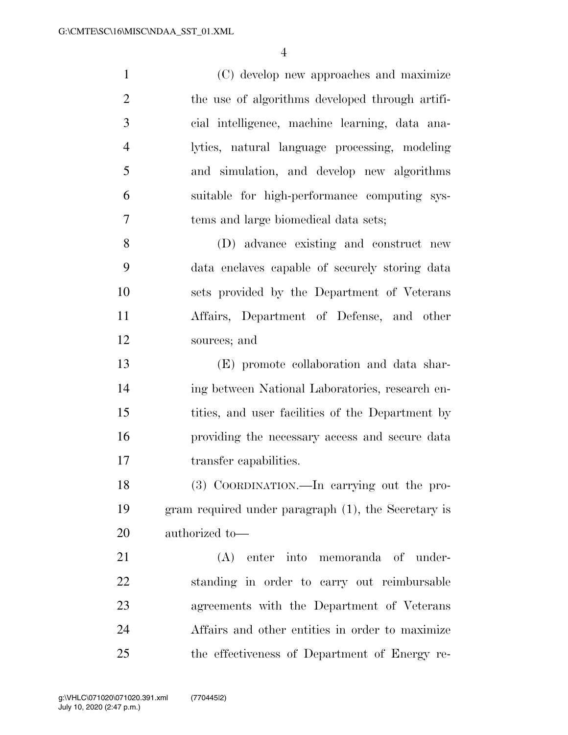(C) develop new approaches and maximize the use of algorithms developed through artificial intelligence, machine learning, data analytics, natural language processing, modeling and simulation, and develop new algorithms suitable for high-performance computing systems and large biomedical data sets;

(D) advance existing and construct new data enclaves capable of securely storing data sets provided by the Department of Veterans Affairs, Department of Defense, and other sources; and

(E) promote collaboration and data sharing between National Laboratories, research entities, and user facilities of the Department by providing the necessary access and secure data transfer capabilities.

(3) COORDINATION.—In carrying out the program required under paragraph (1), the Secretary is authorized to—

(A) enter into memoranda of understanding in order to carry out reimbursable agreements with the Department of Veterans Affairs and other entities in order to maximize the effectiveness of Department of Energy re-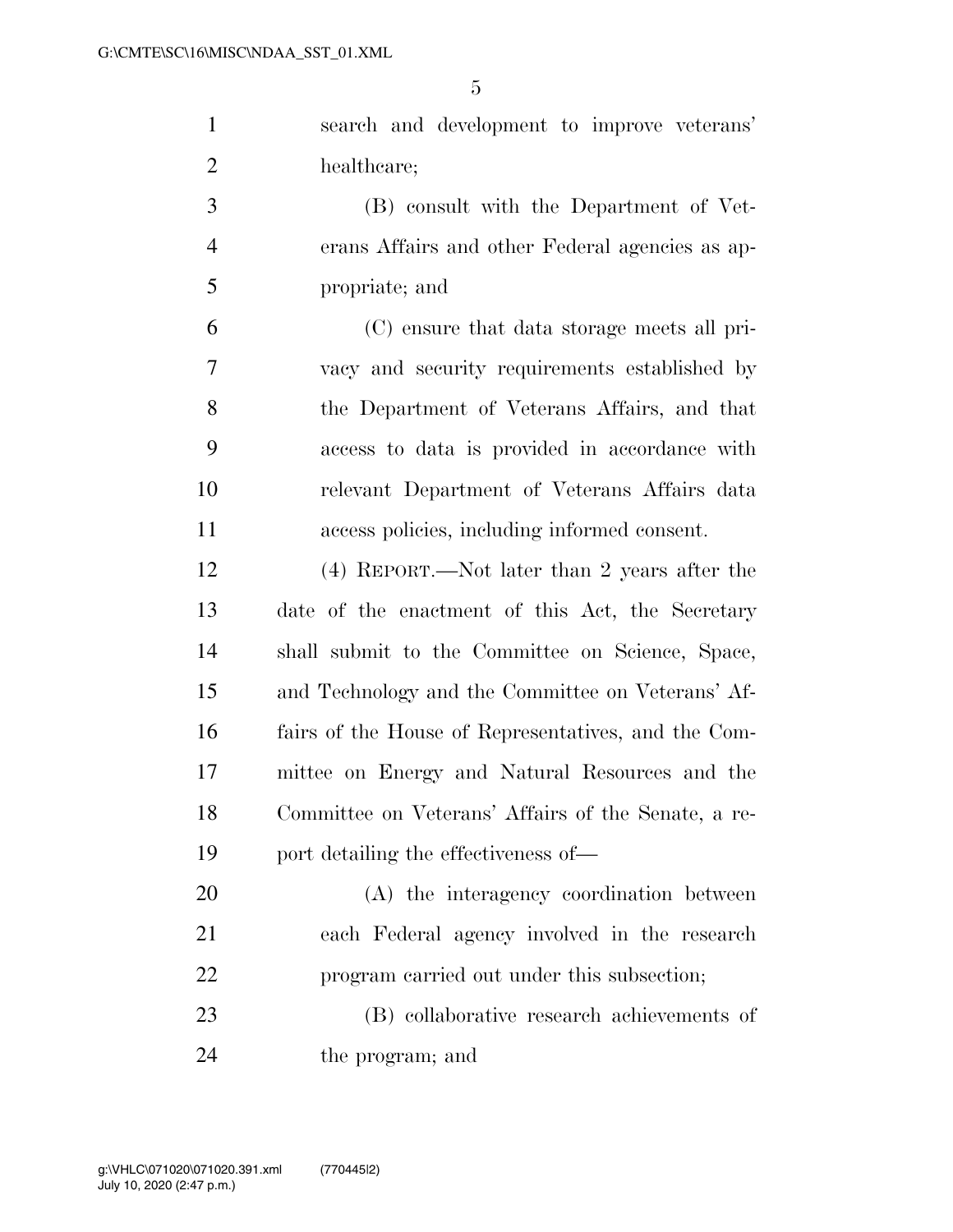search and development to improve veterans' healthcare;

(B) consult with the Department of Veterans Affairs and other Federal agencies as appropriate; and

(C) ensure that data storage meets all privacy and security requirements established by the Department of Veterans Affairs, and that access to data is provided in accordance with relevant Department of Veterans Affairs data access policies, including informed consent.

(4) REPORT.—Not later than 2 years after the date of the enactment of this Act, the Secretary shall submit to the Committee on Science, Space, and Technology and the Committee on Veterans' Affairs of the House of Representatives, and the Committee on Energy and Natural Resources and the Committee on Veterans' Affairs of the Senate, a report detailing the effectiveness of—

(A) the interagency coordination between each Federal agency involved in the research program carried out under this subsection;

(B) collaborative research achievements of the program; and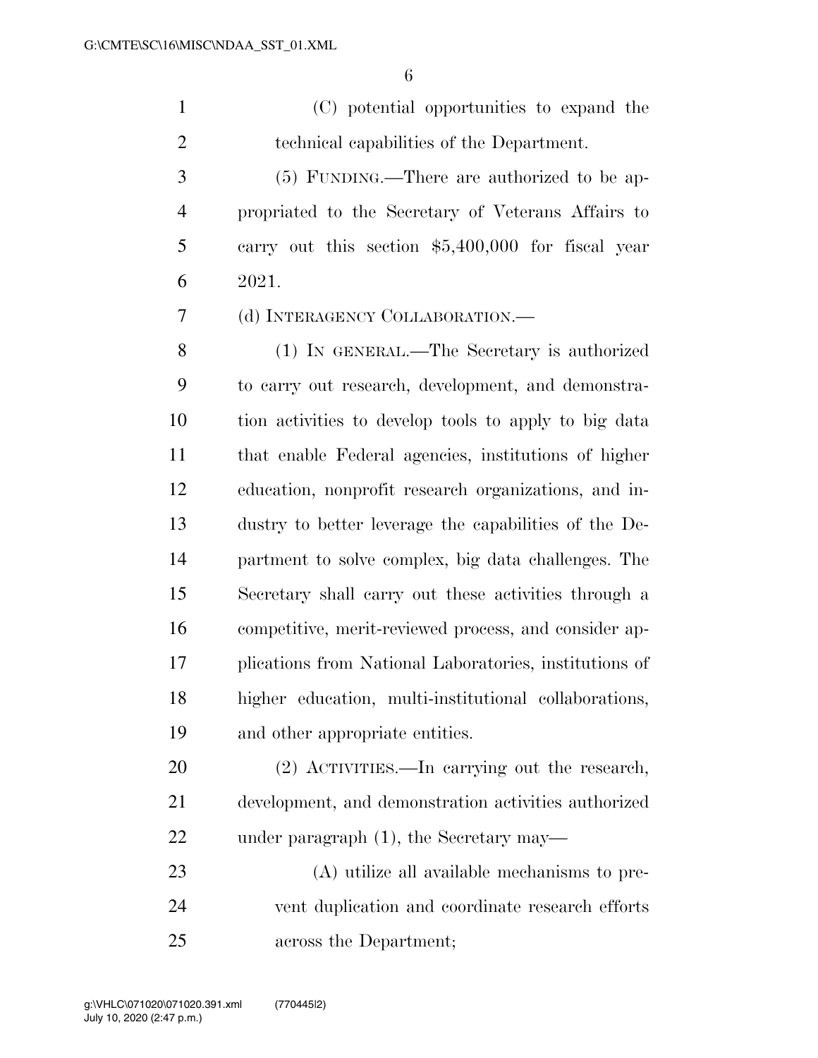(C) potential opportunities to expand the technical capabilities of the Department.

(5) FUNDING.—There are authorized to be appropriated to the Secretary of Veterans Affairs to carry out this section $5,400,000 for fiscal year 2021.

(d) INTERAGENCY COLLABORATION.—

(1) IN GENERAL.—The Secretary is authorized to carry out research, development, and demonstration activities to develop tools to apply to big data that enable Federal agencies, institutions of higher education, nonprofit research organizations, and industry to better leverage the capabilities of the Department to solve complex, big data challenges. The Secretary shall carry out these activities through a competitive, merit-reviewed process, and consider applications from National Laboratories, institutions of higher education, multi-institutional collaborations, and other appropriate entities.

(2) ACTIVITIES.—In carrying out the research, development, and demonstration activities authorized under paragraph (1), the Secretary may—

(A) utilize all available mechanisms to prevent duplication and coordinate research efforts across the Department;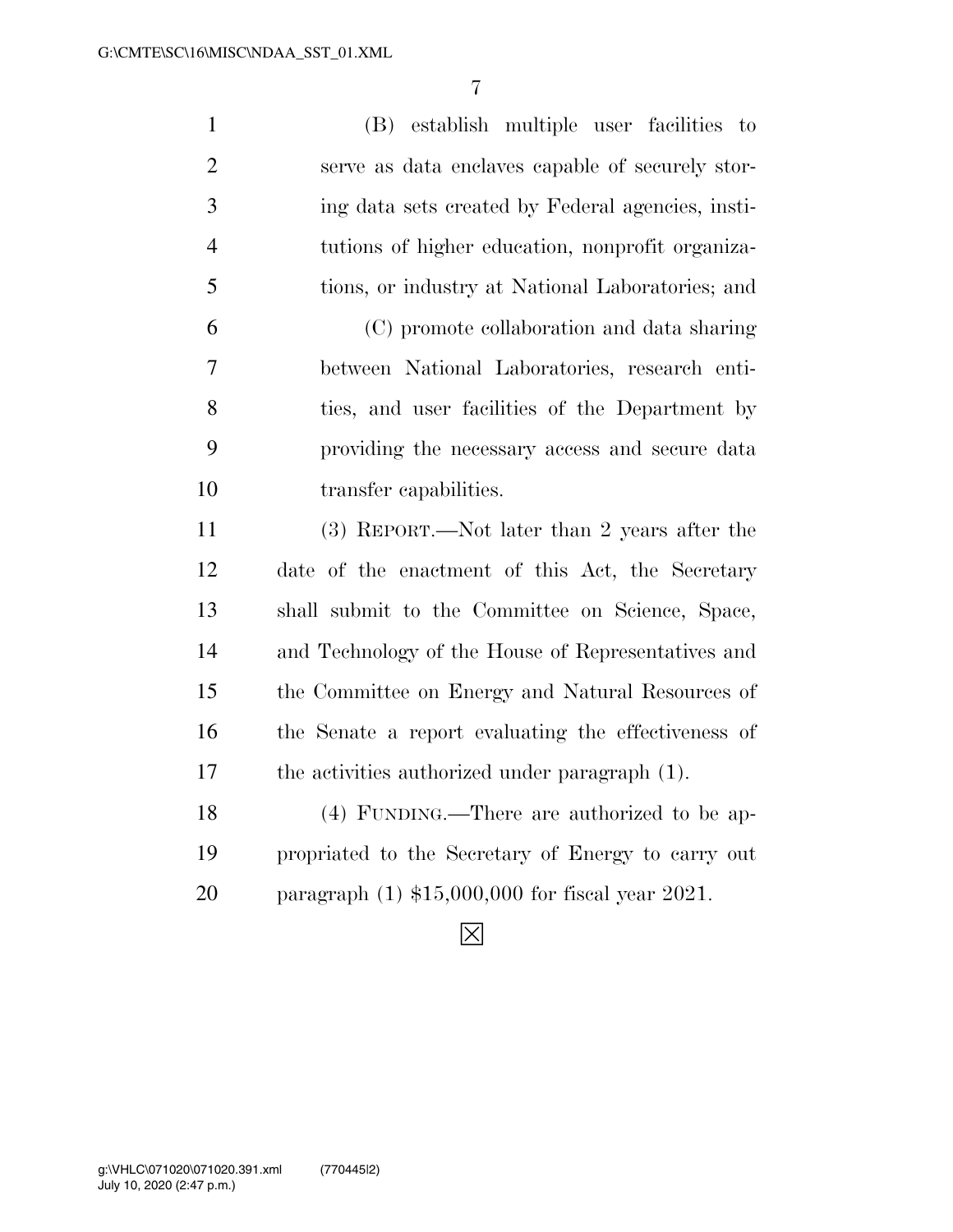(B) establish multiple user facilities to serve as data enclaves capable of securely storing data sets created by Federal agencies, institutions of higher education, nonprofit organizations, or industry at National Laboratories; and

(C) promote collaboration and data sharing between National Laboratories, research entities, and user facilities of the Department by providing the necessary access and secure data transfer capabilities.

(3) REPORT.—Not later than 2 years after the date of the enactment of this Act, the Secretary shall submit to the Committee on Science, Space, and Technology of the House of Representatives and the Committee on Energy and Natural Resources of the Senate a report evaluating the effectiveness of the activities authorized under paragraph (1).

(4) FUNDING.—There are authorized to be appropriated to the Secretary of Energy to carry out paragraph (1) $15,000,000 for fiscal year 2021.